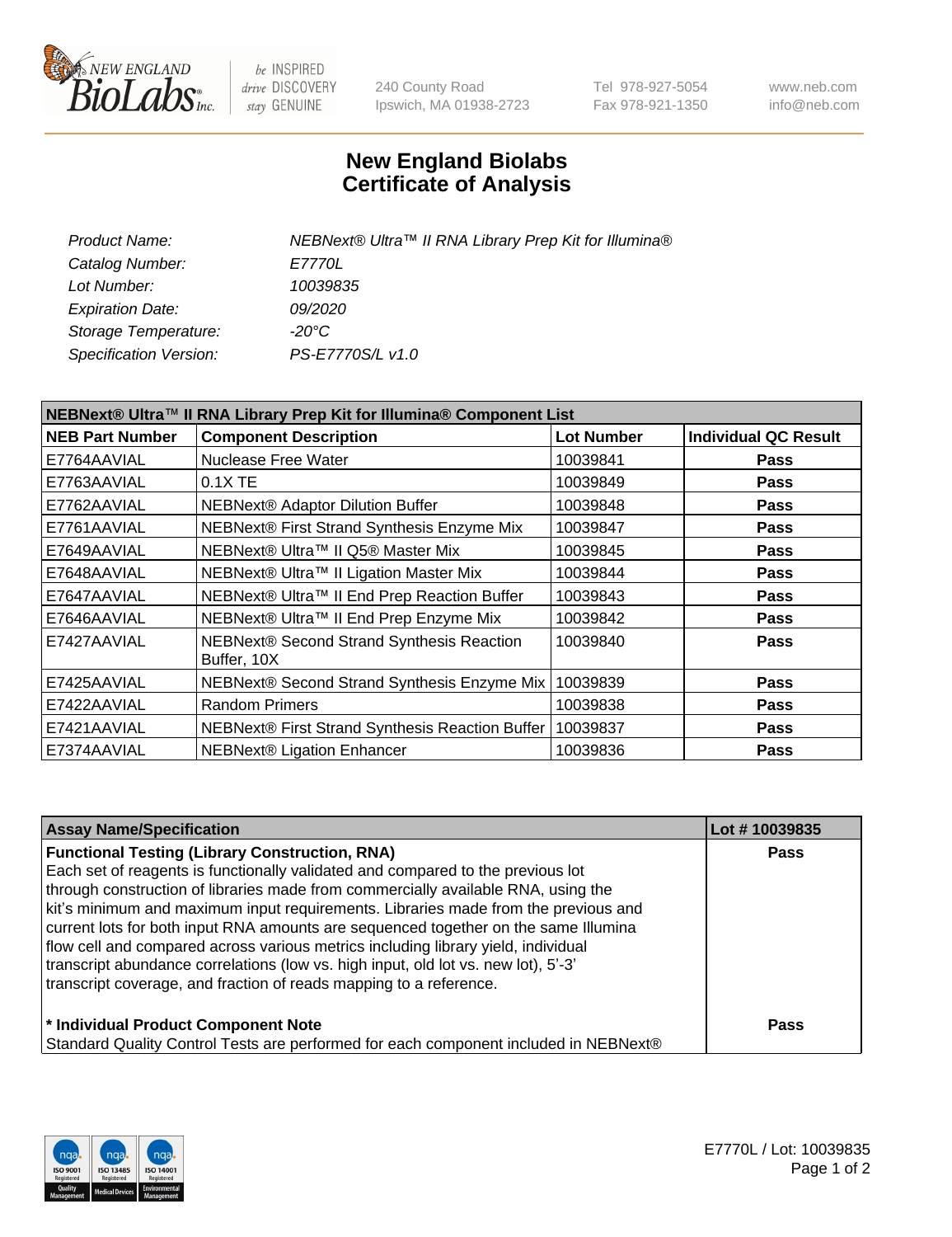240 County Road
Ipswich, MA 01938-2723

Tel 978-927-5054
Fax 978-921-1350

www.neb.com
info@neb.com

# New England Biolabs
# Certificate of Analysis

| | |
|---|---|
| *Product Name:* | *NEBNext® Ultra™ II RNA Library Prep Kit for Illumina®* |
| *Catalog Number:* | *E7770L* |
| *Lot Number:* | *10039835* |
| *Expiration Date:* | *09/2020* |
| *Storage Temperature:* | *-20°C* |
| *Specification Version:* | *PS-E7770S/L v1.0* |

**NEBNext® Ultra™ II RNA Library Prep Kit for Illumina® Component List**

| NEB Part Number | Component Description | Lot Number | Individual QC Result |
|---|---|---|---|
| E7764AAVIAL | Nuclease Free Water | 10039841 | **Pass** |
| E7763AAVIAL | 0.1X TE | 10039849 | **Pass** |
| E7762AAVIAL | NEBNext® Adaptor Dilution Buffer | 10039848 | **Pass** |
| E7761AAVIAL | NEBNext® First Strand Synthesis Enzyme Mix | 10039847 | **Pass** |
| E7649AAVIAL | NEBNext® Ultra™ II Q5® Master Mix | 10039845 | **Pass** |
| E7648AAVIAL | NEBNext® Ultra™ II Ligation Master Mix | 10039844 | **Pass** |
| E7647AAVIAL | NEBNext® Ultra™ II End Prep Reaction Buffer | 10039843 | **Pass** |
| E7646AAVIAL | NEBNext® Ultra™ II End Prep Enzyme Mix | 10039842 | **Pass** |
| E7427AAVIAL | NEBNext® Second Strand Synthesis Reaction Buffer, 10X | 10039840 | **Pass** |
| E7425AAVIAL | NEBNext® Second Strand Synthesis Enzyme Mix | 10039839 | **Pass** |
| E7422AAVIAL | Random Primers | 10039838 | **Pass** |
| E7421AAVIAL | NEBNext® First Strand Synthesis Reaction Buffer | 10039837 | **Pass** |
| E7374AAVIAL | NEBNext® Ligation Enhancer | 10039836 | **Pass** |

| Assay Name/Specification | Lot # 10039835 |
|---|---|
| **Functional Testing (Library Construction, RNA)**<br>Each set of reagents is functionally validated and compared to the previous lot through construction of libraries made from commercially available RNA, using the kit's minimum and maximum input requirements. Libraries made from the previous and current lots for both input RNA amounts are sequenced together on the same Illumina flow cell and compared across various metrics including library yield, individual transcript abundance correlations (low vs. high input, old lot vs. new lot), 5'-3' transcript coverage, and fraction of reads mapping to a reference. | **Pass** |
| **\* Individual Product Component Note**<br>Standard Quality Control Tests are performed for each component included in NEBNext® | **Pass** |

E7770L / Lot: 10039835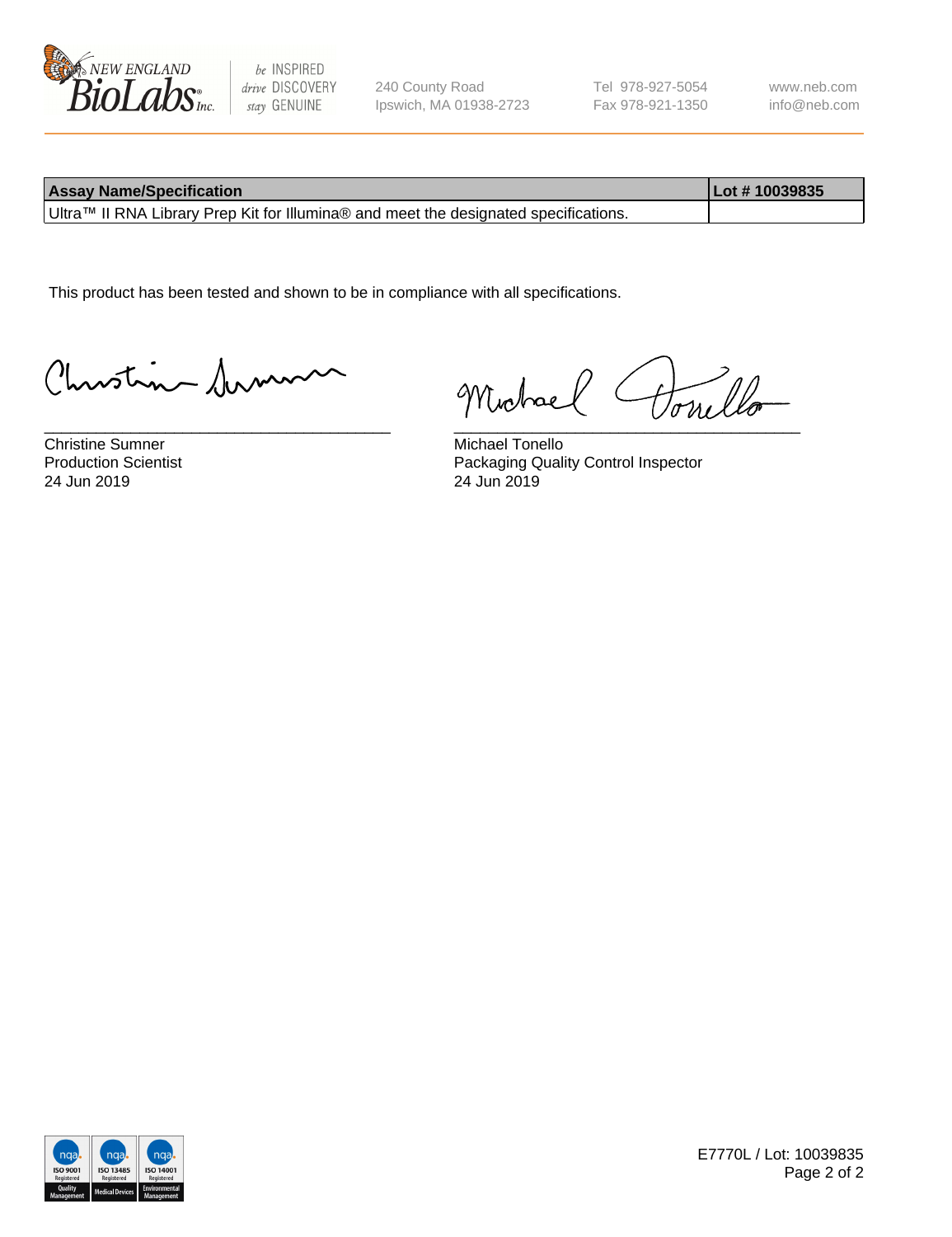NEW ENGLAND BioLabs Inc.

be INSPIRED drive DISCOVERY stay GENUINE

240 County Road
Ipswich, MA 01938-2723

Tel 978-927-5054
Fax 978-921-1350

www.neb.com
info@neb.com

| Assay Name/Specification | Lot # 10039835 |
| --- | --- |
| Ultra™ II RNA Library Prep Kit for Illumina® and meet the designated specifications. | |

This product has been tested and shown to be in compliance with all specifications.

Christine Sumner
Production Scientist
24 Jun 2019

Michael Tonello
Packaging Quality Control Inspector
24 Jun 2019

ISO 9001 Registered Quality Management | ISO 13485 Registered Medical Devices | ISO 14001 Registered Environmental Management

E7770L / Lot: 10039835